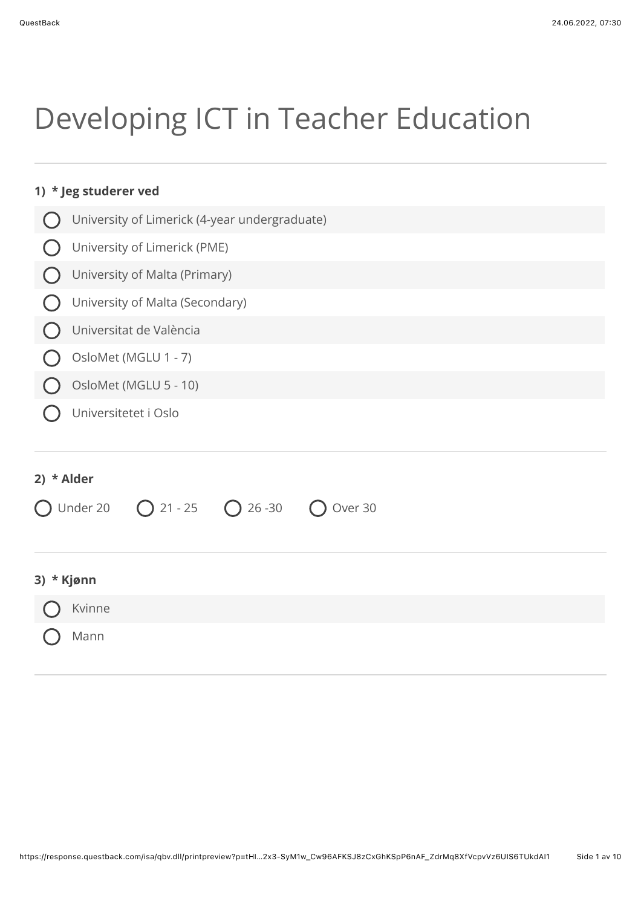# Developing ICT in Teacher Education

**1) * Jeg studerer ved**

- University of Limerick (4-year undergraduate)
- University of Limerick (PME)
- University of Malta (Primary)
- University of Malta (Secondary)
- Universitat de València
- OsloMet (MGLU 1 - 7)
- OsloMet (MGLU 5 - 10)
- Universitetet i Oslo

**2) * Alder**

- Under 20
- 21 - 25
- 26 -30
- Over 30

**3) * Kjønn**

- Kvinne
- Mann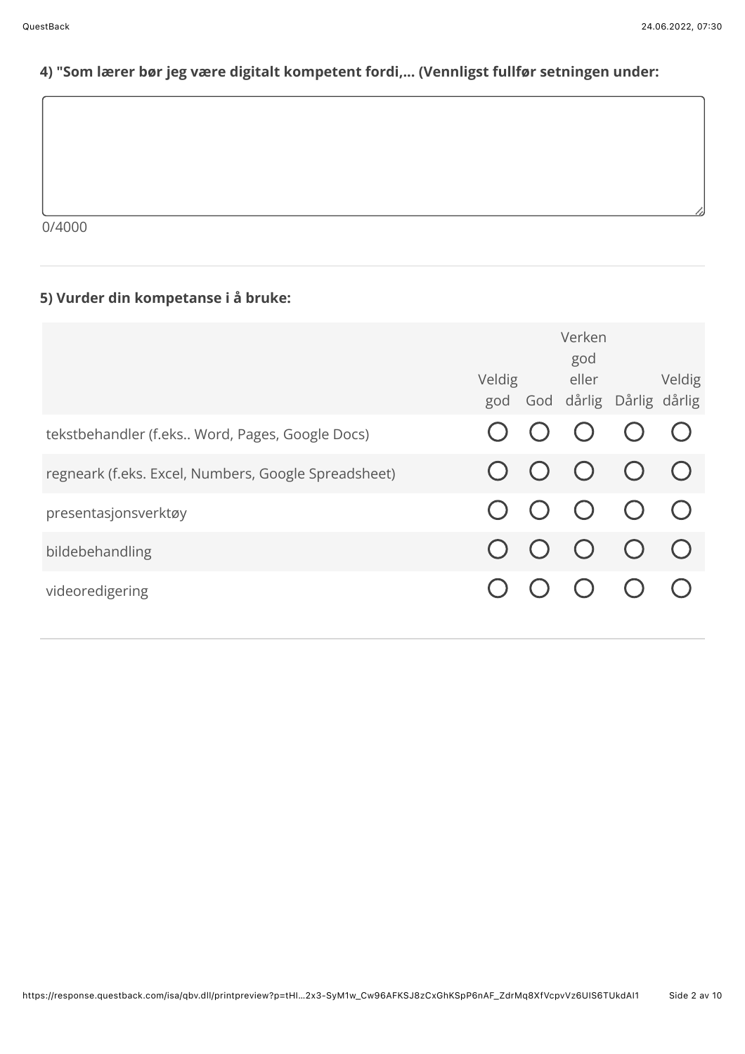#### 4) "Som lærer bør jeg være digitalt kompetent fordi,... (Vennligst fullfør setningen under:

0/4000

#### 5) Vurder din kompetanse i å bruke:

| | Veldig god | God | Verken god eller dårlig | Dårlig | Veldig dårlig |
|---|---|---|---|---|---|
| tekstbehandler (f.eks.. Word, Pages, Google Docs) | ○ | ○ | ○ | ○ | ○ |
| regneark (f.eks. Excel, Numbers, Google Spreadsheet) | ○ | ○ | ○ | ○ | ○ |
| presentasjonsverktøy | ○ | ○ | ○ | ○ | ○ |
| bildebehandling | ○ | ○ | ○ | ○ | ○ |
| videoredigering | ○ | ○ | ○ | ○ | ○ |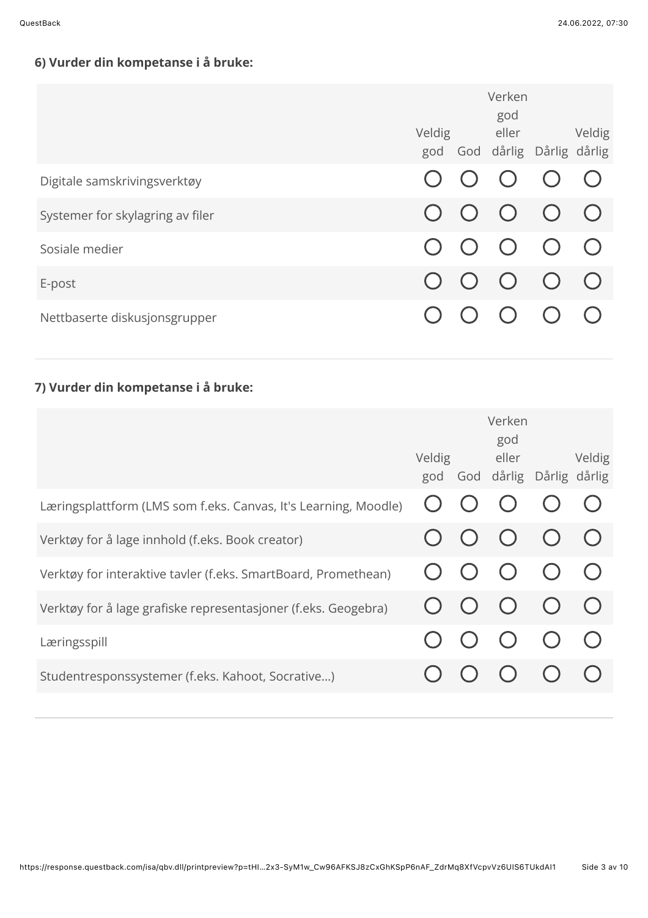**6) Vurder din kompetanse i å bruke:**

| | Veldig god | God | Verken god eller dårlig | Dårlig | Veldig dårlig |
|---|---|---|---|---|---|
| Digitale samskrivingsverktøy | ○ | ○ | ○ | ○ | ○ |
| Systemer for skylagring av filer | ○ | ○ | ○ | ○ | ○ |
| Sosiale medier | ○ | ○ | ○ | ○ | ○ |
| E-post | ○ | ○ | ○ | ○ | ○ |
| Nettbaserte diskusjonsgrupper | ○ | ○ | ○ | ○ | ○ |

**7) Vurder din kompetanse i å bruke:**

| | Veldig god | God | Verken god eller dårlig | Dårlig | Veldig dårlig |
|---|---|---|---|---|---|
| Læringsplattform (LMS som f.eks. Canvas, It's Learning, Moodle) | ○ | ○ | ○ | ○ | ○ |
| Verktøy for å lage innhold (f.eks. Book creator) | ○ | ○ | ○ | ○ | ○ |
| Verktøy for interaktive tavler (f.eks. SmartBoard, Promethean) | ○ | ○ | ○ | ○ | ○ |
| Verktøy for å lage grafiske representasjoner (f.eks. Geogebra) | ○ | ○ | ○ | ○ | ○ |
| Læringsspill | ○ | ○ | ○ | ○ | ○ |
| Studentresponssystemer (f.eks. Kahoot, Socrative...) | ○ | ○ | ○ | ○ | ○ |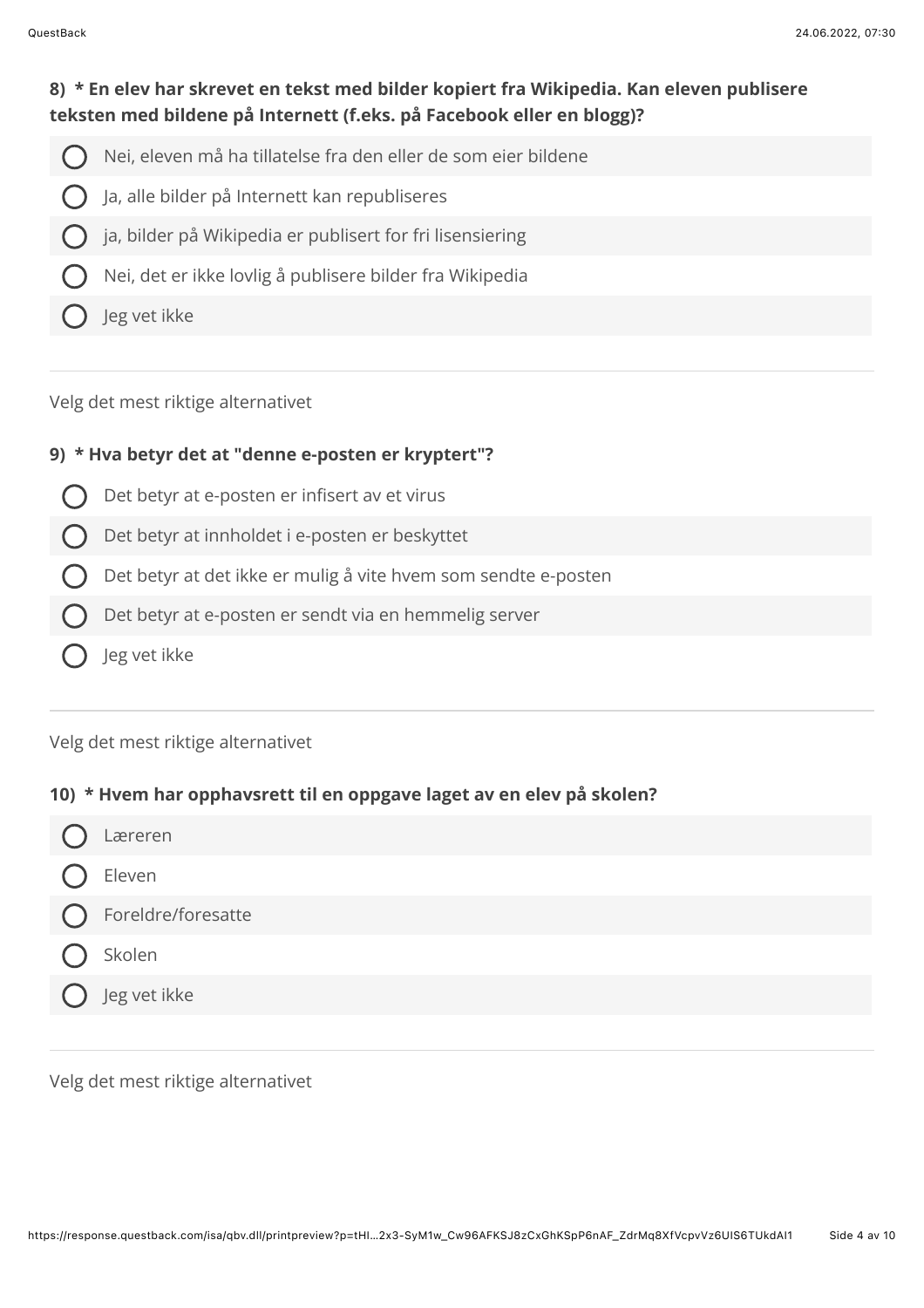**8) * En elev har skrevet en tekst med bilder kopiert fra Wikipedia. Kan eleven publisere teksten med bildene på Internett (f.eks. på Facebook eller en blogg)?**

- ◯ Nei, eleven må ha tillatelse fra den eller de som eier bildene
- ◯ Ja, alle bilder på Internett kan republiseres
- ◯ ja, bilder på Wikipedia er publisert for fri lisensiering
- ◯ Nei, det er ikke lovlig å publisere bilder fra Wikipedia
- ◯ Jeg vet ikke

---

Velg det mest riktige alternativet

**9) * Hva betyr det at "denne e-posten er kryptert"?**

- ◯ Det betyr at e-posten er infisert av et virus
- ◯ Det betyr at innholdet i e-posten er beskyttet
- ◯ Det betyr at det ikke er mulig å vite hvem som sendte e-posten
- ◯ Det betyr at e-posten er sendt via en hemmelig server
- ◯ Jeg vet ikke

---

Velg det mest riktige alternativet

**10) * Hvem har opphavsrett til en oppgave laget av en elev på skolen?**

- ◯ Læreren
- ◯ Eleven
- ◯ Foreldre/foresatte
- ◯ Skolen
- ◯ Jeg vet ikke

---

Velg det mest riktige alternativet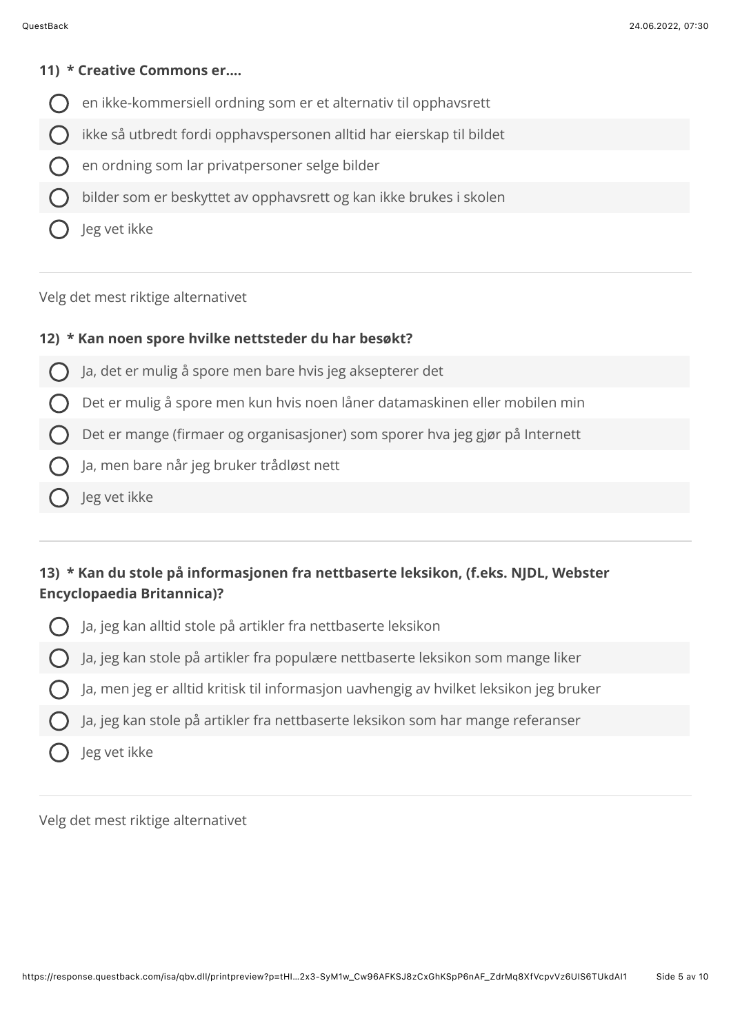**11) * Creative Commons er....**

- en ikke-kommersiell ordning som er et alternativ til opphavsrett
- ikke så utbredt fordi opphavspersonen alltid har eierskap til bildet
- en ordning som lar privatpersoner selge bilder
- bilder som er beskyttet av opphavsrett og kan ikke brukes i skolen
- Jeg vet ikke

---

Velg det mest riktige alternativet

**12) * Kan noen spore hvilke nettsteder du har besøkt?**

- Ja, det er mulig å spore men bare hvis jeg aksepterer det
- Det er mulig å spore men kun hvis noen låner datamaskinen eller mobilen min
- Det er mange (firmaer og organisasjoner) som sporer hva jeg gjør på Internett
- Ja, men bare når jeg bruker trådløst nett
- Jeg vet ikke

---

**13) * Kan du stole på informasjonen fra nettbaserte leksikon, (f.eks. NJDL, Webster Encyclopaedia Britannica)?**

- Ja, jeg kan alltid stole på artikler fra nettbaserte leksikon
- Ja, jeg kan stole på artikler fra populære nettbaserte leksikon som mange liker
- Ja, men jeg er alltid kritisk til informasjon uavhengig av hvilket leksikon jeg bruker
- Ja, jeg kan stole på artikler fra nettbaserte leksikon som har mange referanser
- Jeg vet ikke

---

Velg det mest riktige alternativet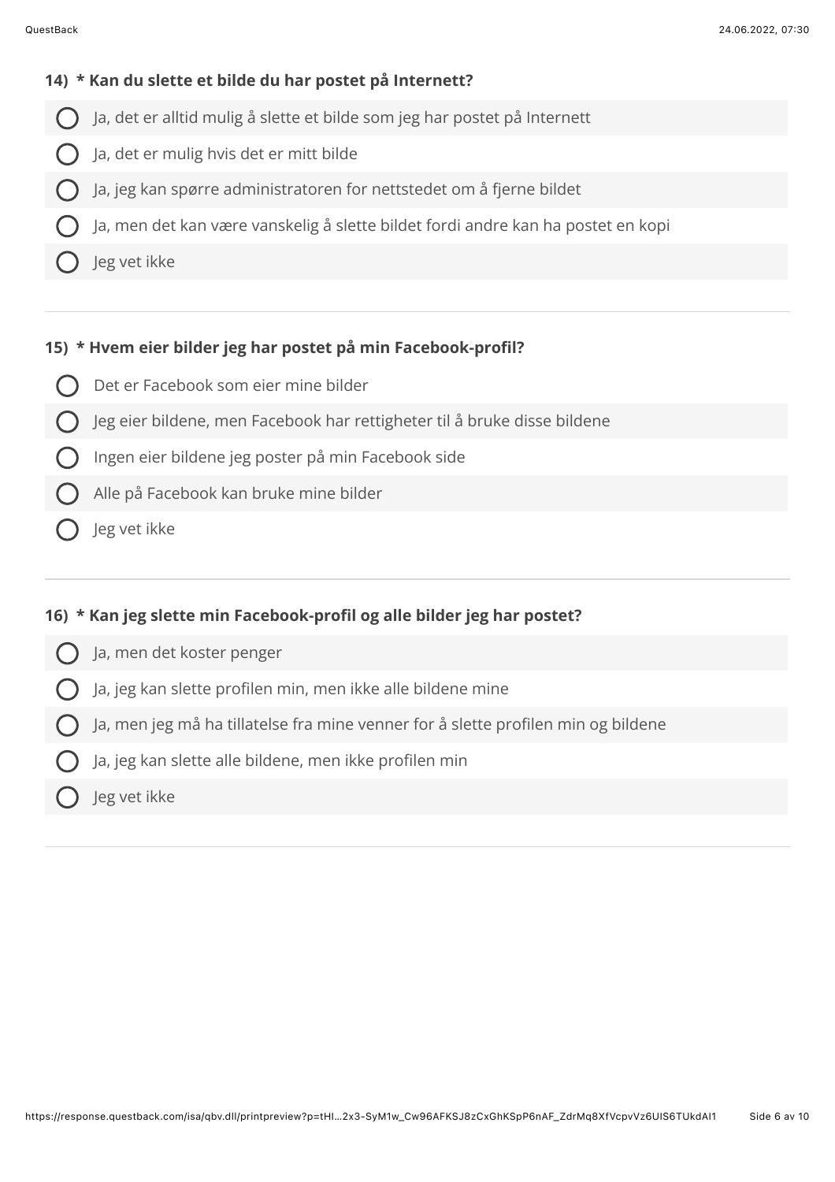**14) * Kan du slette et bilde du har postet på Internett?**

- ○ Ja, det er alltid mulig å slette et bilde som jeg har postet på Internett
- ○ Ja, det er mulig hvis det er mitt bilde
- ○ Ja, jeg kan spørre administratoren for nettstedet om å fjerne bildet
- ○ Ja, men det kan være vanskelig å slette bildet fordi andre kan ha postet en kopi
- ○ Jeg vet ikke

---

**15) * Hvem eier bilder jeg har postet på min Facebook-profil?**

- ○ Det er Facebook som eier mine bilder
- ○ Jeg eier bildene, men Facebook har rettigheter til å bruke disse bildene
- ○ Ingen eier bildene jeg poster på min Facebook side
- ○ Alle på Facebook kan bruke mine bilder
- ○ Jeg vet ikke

---

**16) * Kan jeg slette min Facebook-profil og alle bilder jeg har postet?**

- ○ Ja, men det koster penger
- ○ Ja, jeg kan slette profilen min, men ikke alle bildene mine
- ○ Ja, men jeg må ha tillatelse fra mine venner for å slette profilen min og bildene
- ○ Ja, jeg kan slette alle bildene, men ikke profilen min
- ○ Jeg vet ikke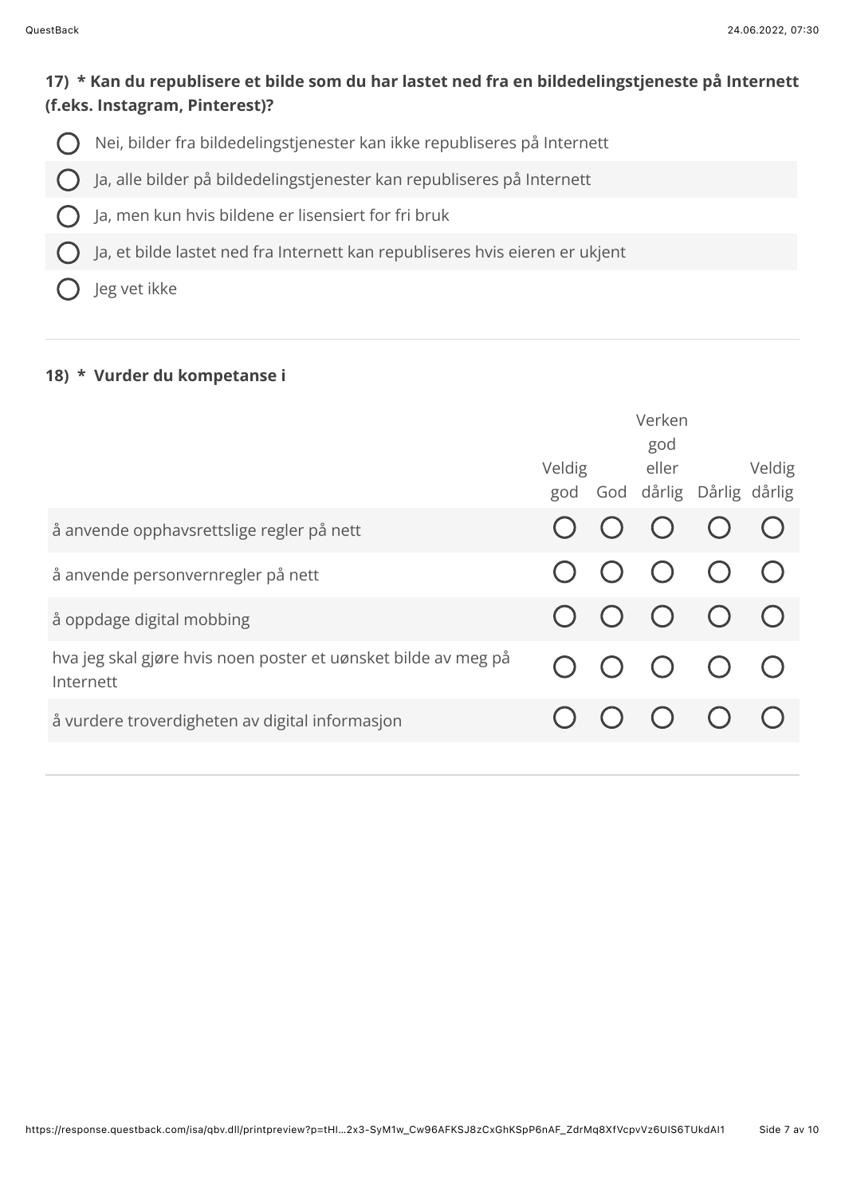**17) * Kan du republisere et bilde som du har lastet ned fra en bildedelingstjeneste på Internett (f.eks. Instagram, Pinterest)?**

- ◯ Nei, bilder fra bildedelingstjenester kan ikke republiseres på Internett
- ◯ Ja, alle bilder på bildedelingstjenester kan republiseres på Internett
- ◯ Ja, men kun hvis bildene er lisensiert for fri bruk
- ◯ Ja, et bilde lastet ned fra Internett kan republiseres hvis eieren er ukjent
- ◯ Jeg vet ikke

---

**18) * Vurder du kompetanse i**

| | Veldig god | God | Verken god eller dårlig | Dårlig | Veldig dårlig |
|---|---|---|---|---|---|
| å anvende opphavsrettslige regler på nett | ◯ | ◯ | ◯ | ◯ | ◯ |
| å anvende personvernregler på nett | ◯ | ◯ | ◯ | ◯ | ◯ |
| å oppdage digital mobbing | ◯ | ◯ | ◯ | ◯ | ◯ |
| hva jeg skal gjøre hvis noen poster et uønsket bilde av meg på Internett | ◯ | ◯ | ◯ | ◯ | ◯ |
| å vurdere troverdigheten av digital informasjon | ◯ | ◯ | ◯ | ◯ | ◯ |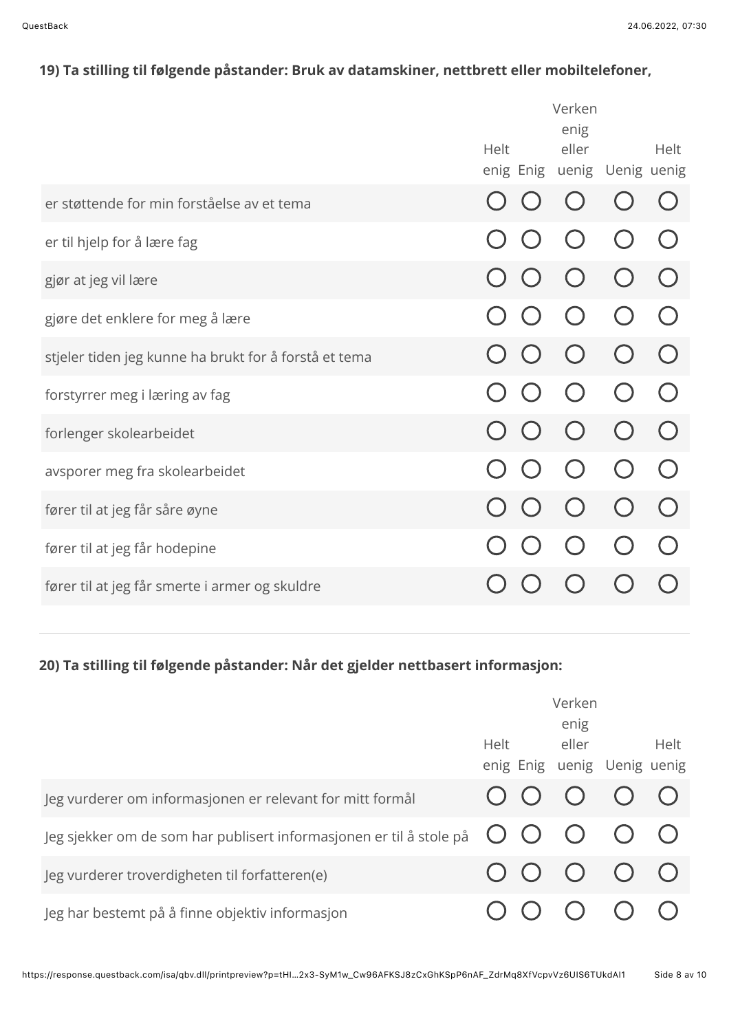**19) Ta stilling til følgende påstander: Bruk av datamskiner, nettbrett eller mobiltelefoner,**

| | Helt enig | Enig | Verken enig eller uenig | Uenig | Helt uenig |
|---|---|---|---|---|---|
| er støttende for min forståelse av et tema | ○ | ○ | ○ | ○ | ○ |
| er til hjelp for å lære fag | ○ | ○ | ○ | ○ | ○ |
| gjør at jeg vil lære | ○ | ○ | ○ | ○ | ○ |
| gjøre det enklere for meg å lære | ○ | ○ | ○ | ○ | ○ |
| stjeler tiden jeg kunne ha brukt for å forstå et tema | ○ | ○ | ○ | ○ | ○ |
| forstyrrer meg i læring av fag | ○ | ○ | ○ | ○ | ○ |
| forlenger skolearbeidet | ○ | ○ | ○ | ○ | ○ |
| avsporer meg fra skolearbeidet | ○ | ○ | ○ | ○ | ○ |
| fører til at jeg får såre øyne | ○ | ○ | ○ | ○ | ○ |
| fører til at jeg får hodepine | ○ | ○ | ○ | ○ | ○ |
| fører til at jeg får smerte i armer og skuldre | ○ | ○ | ○ | ○ | ○ |

**20) Ta stilling til følgende påstander: Når det gjelder nettbasert informasjon:**

| | Helt enig | Enig | Verken enig eller uenig | Uenig | Helt uenig |
|---|---|---|---|---|---|
| Jeg vurderer om informasjonen er relevant for mitt formål | ○ | ○ | ○ | ○ | ○ |
| Jeg sjekker om de som har publisert informasjonen er til å stole på | ○ | ○ | ○ | ○ | ○ |
| Jeg vurderer troverdigheten til forfatteren(e) | ○ | ○ | ○ | ○ | ○ |
| Jeg har bestemt på å finne objektiv informasjon | ○ | ○ | ○ | ○ | ○ |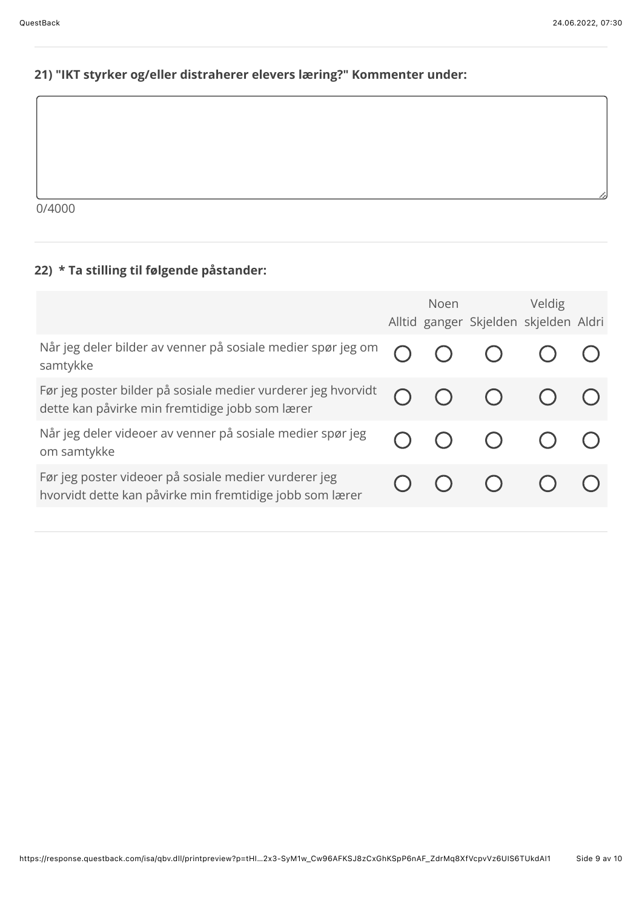**21) "IKT styrker og/eller distraherer elevers læring?" Kommenter under:**

0/4000

**22) * Ta stilling til følgende påstander:**

| | Alltid | Noen ganger | Skjelden | Veldig skjelden | Aldri |
|---|---|---|---|---|---|
| Når jeg deler bilder av venner på sosiale medier spør jeg om samtykke | ○ | ○ | ○ | ○ | ○ |
| Før jeg poster bilder på sosiale medier vurderer jeg hvorvidt dette kan påvirke min fremtidige jobb som lærer | ○ | ○ | ○ | ○ | ○ |
| Når jeg deler videoer av venner på sosiale medier spør jeg om samtykke | ○ | ○ | ○ | ○ | ○ |
| Før jeg poster videoer på sosiale medier vurderer jeg hvorvidt dette kan påvirke min fremtidige jobb som lærer | ○ | ○ | ○ | ○ | ○ |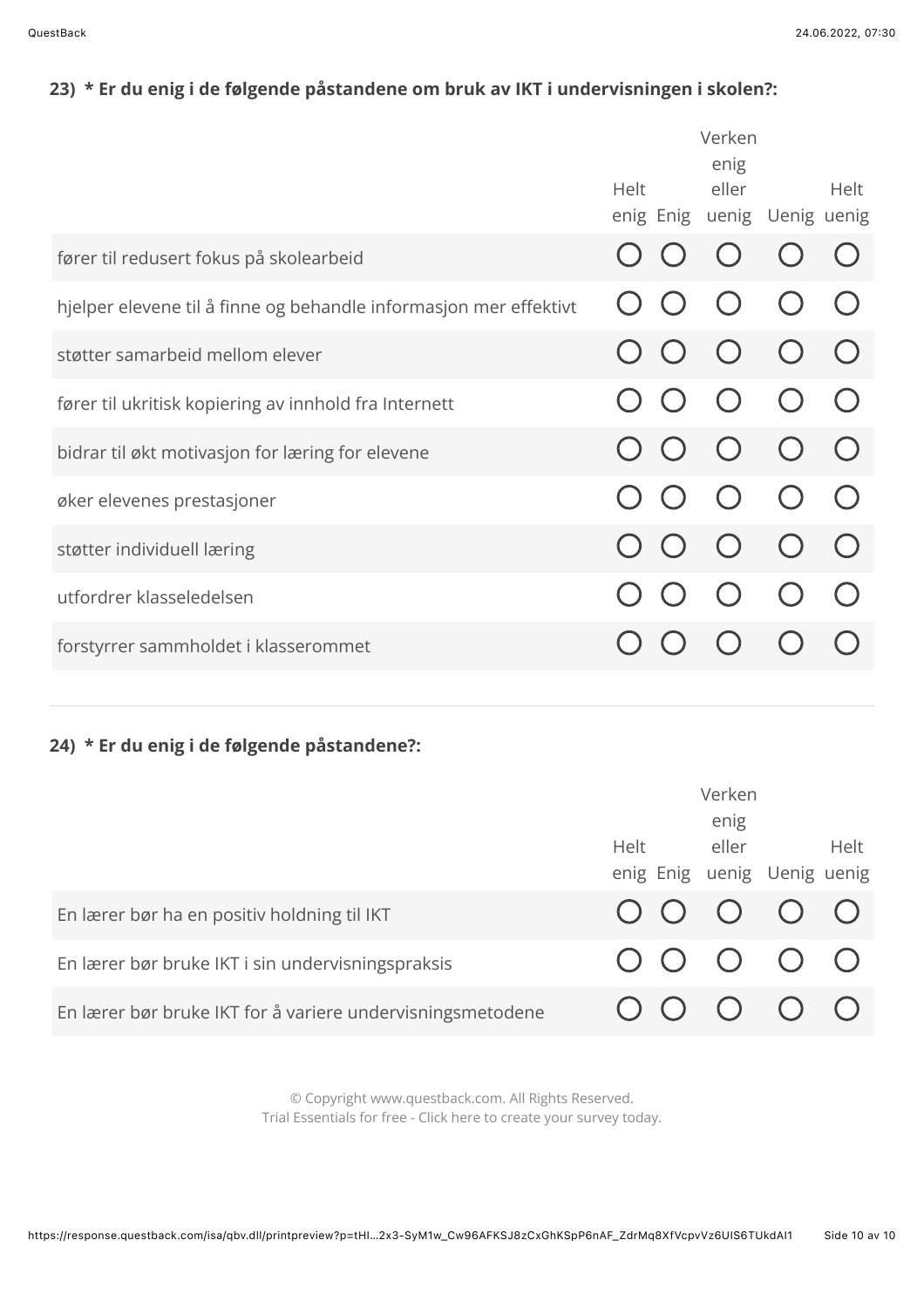**23) * Er du enig i de følgende påstandene om bruk av IKT i undervisningen i skolen?:**

| | Helt enig | Enig | Verken enig eller uenig | Uenig | Helt uenig |
|---|---|---|---|---|---|
| fører til redusert fokus på skolearbeid | ○ | ○ | ○ | ○ | ○ |
| hjelper elevene til å finne og behandle informasjon mer effektivt | ○ | ○ | ○ | ○ | ○ |
| støtter samarbeid mellom elever | ○ | ○ | ○ | ○ | ○ |
| fører til ukritisk kopiering av innhold fra Internett | ○ | ○ | ○ | ○ | ○ |
| bidrar til økt motivasjon for læring for elevene | ○ | ○ | ○ | ○ | ○ |
| øker elevenes prestasjoner | ○ | ○ | ○ | ○ | ○ |
| støtter individuell læring | ○ | ○ | ○ | ○ | ○ |
| utfordrer klasseledelsen | ○ | ○ | ○ | ○ | ○ |
| forstyrrer sammholdet i klasserommet | ○ | ○ | ○ | ○ | ○ |

**24) * Er du enig i de følgende påstandene?:**

| | Helt enig | Enig | Verken enig eller uenig | Uenig | Helt uenig |
|---|---|---|---|---|---|
| En lærer bør ha en positiv holdning til IKT | ○ | ○ | ○ | ○ | ○ |
| En lærer bør bruke IKT i sin undervisningspraksis | ○ | ○ | ○ | ○ | ○ |
| En lærer bør bruke IKT for å variere undervisningsmetodene | ○ | ○ | ○ | ○ | ○ |

© Copyright www.questback.com. All Rights Reserved.
Trial Essentials for free - Click here to create your survey today.